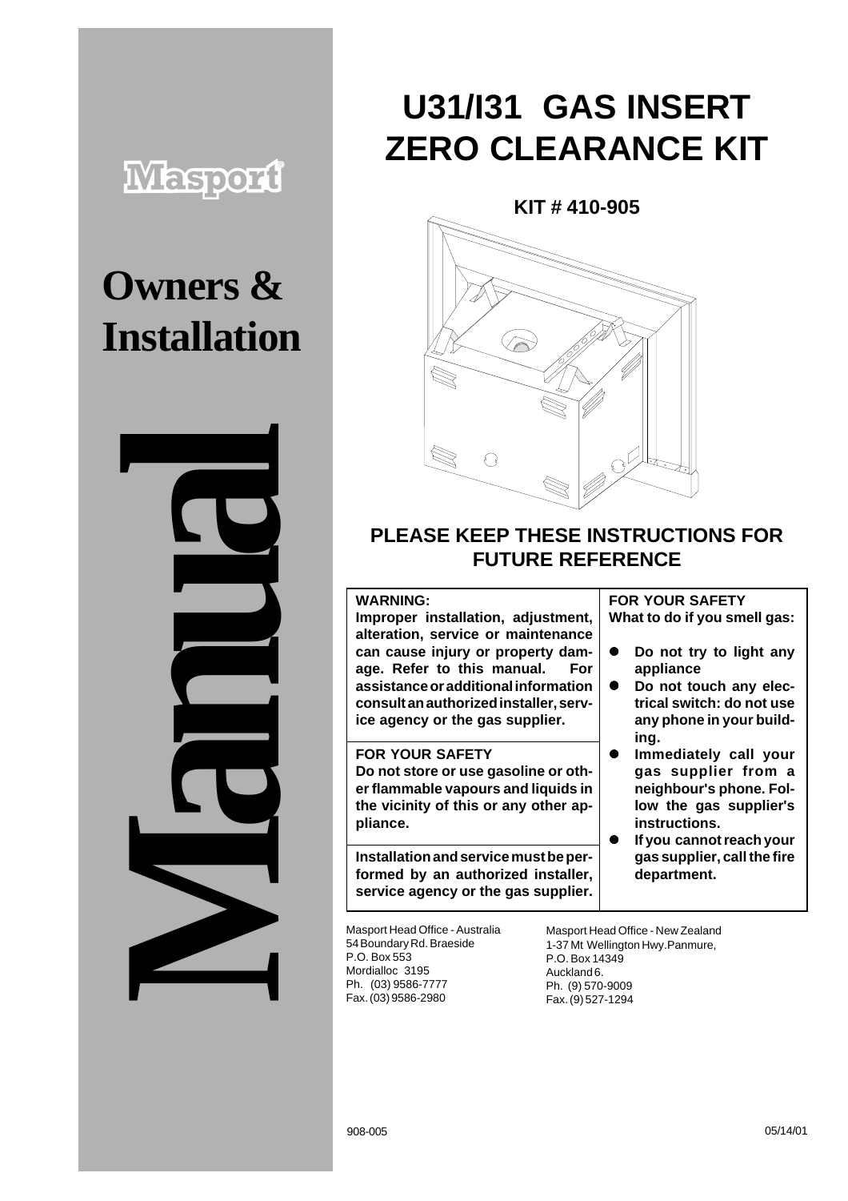Masport

# Owners & Installation Manual

# U31/I31 GAS INSERT ZERO CLEARANCE KIT

**KIT # 410-905**

## PLEASE KEEP THESE INSTRUCTIONS FOR FUTURE REFERENCE

**WARNING:**
**Improper installation, adjustment, alteration, service or maintenance can cause injury or property damage. Refer to this manual. For assistance or additional information consult an authorized installer, service agency or the gas supplier.**

**FOR YOUR SAFETY**
**Do not store or use gasoline or other flammable vapours and liquids in the vicinity of this or any other appliance.**

**Installation and service must be performed by an authorized installer, service agency or the gas supplier.**

**FOR YOUR SAFETY**
**What to do if you smell gas:**

- **Do not try to light any appliance**
- **Do not touch any electrical switch: do not use any phone in your building.**
- **Immediately call your gas supplier from a neighbour's phone. Follow the gas supplier's instructions.**
- **If you cannot reach your gas supplier, call the fire department.**

Masport Head Office - Australia
54 Boundary Rd. Braeside
P.O. Box 553
Mordialloc 3195
Ph. (03) 9586-7777
Fax. (03) 9586-2980

Masport Head Office - New Zealand
1-37 Mt Wellington Hwy. Panmure,
P.O. Box 14349
Auckland 6.
Ph. (9) 570-9009
Fax. (9) 527-1294

908-005

05/14/01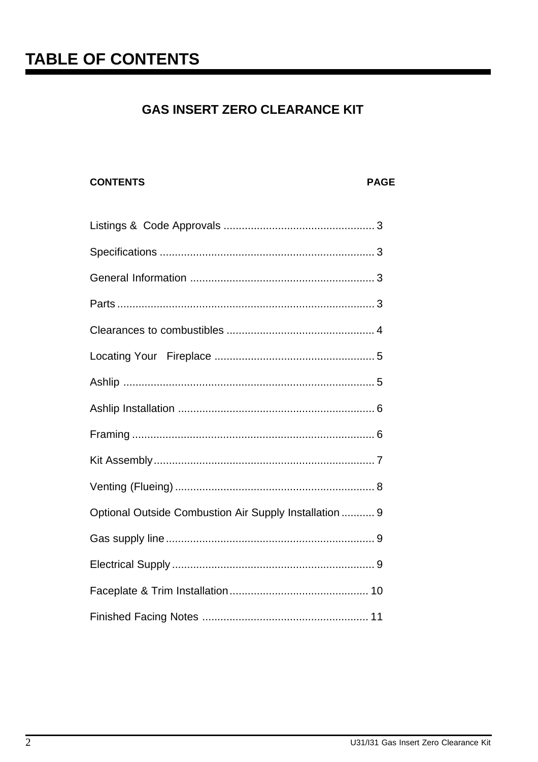# TABLE OF CONTENTS

## GAS INSERT ZERO CLEARANCE KIT

| CONTENTS | PAGE |
|---|---|
| Listings & Code Approvals | 3 |
| Specifications | 3 |
| General Information | 3 |
| Parts | 3 |
| Clearances to combustibles | 4 |
| Locating Your Fireplace | 5 |
| Ashlip | 5 |
| Ashlip Installation | 6 |
| Framing | 6 |
| Kit Assembly | 7 |
| Venting (Flueing) | 8 |
| Optional Outside Combustion Air Supply Installation | 9 |
| Gas supply line | 9 |
| Electrical Supply | 9 |
| Faceplate & Trim Installation | 10 |
| Finished Facing Notes | 11 |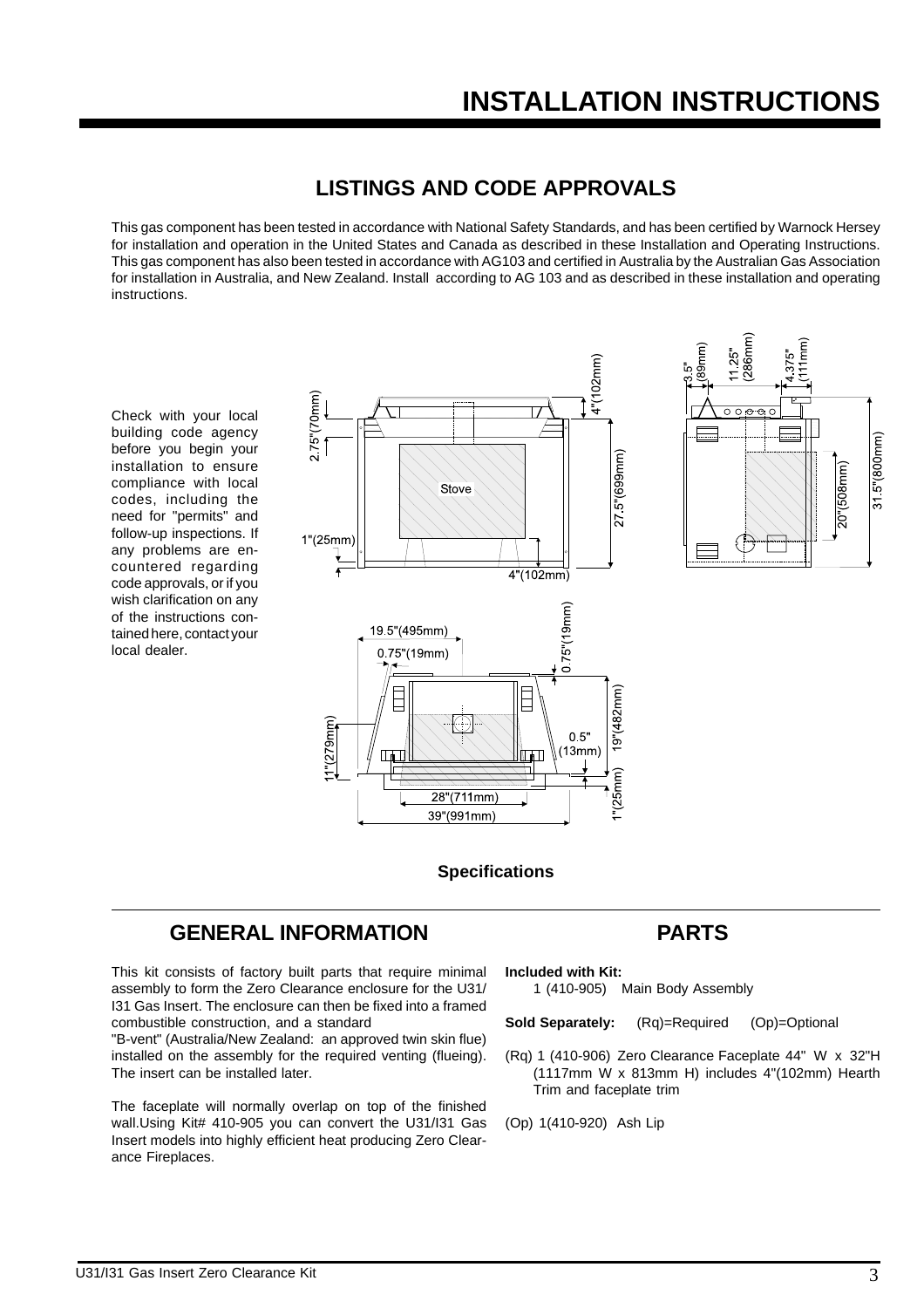# INSTALLATION INSTRUCTIONS

## LISTINGS AND CODE APPROVALS

This gas component has been tested in accordance with National Safety Standards, and has been certified by Warnock Hersey for installation and operation in the United States and Canada as described in these Installation and Operating Instructions. This gas component has also been tested in accordance with AG103 and certified in Australia by the Australian Gas Association for installation in Australia, and New Zealand. Install according to AG 103 and as described in these installation and operating instructions.

Check with your local building code agency before you begin your installation to ensure compliance with local codes, including the need for "permits" and follow-up inspections. If any problems are encountered regarding code approvals, or if you wish clarification on any of the instructions contained here, contact your local dealer.

**Specifications**

## GENERAL INFORMATION

This kit consists of factory built parts that require minimal assembly to form the Zero Clearance enclosure for the U31/I31 Gas Insert. The enclosure can then be fixed into a framed combustible construction, and a standard "B-vent" (Australia/New Zealand: an approved twin skin flue) installed on the assembly for the required venting (flueing). The insert can be installed later.

The faceplate will normally overlap on top of the finished wall.Using Kit# 410-905 you can convert the U31/I31 Gas Insert models into highly efficient heat producing Zero Clearance Fireplaces.

## PARTS

**Included with Kit:**
1 (410-905) Main Body Assembly

**Sold Separately:** (Rq)=Required (Op)=Optional

(Rq) 1 (410-906) Zero Clearance Faceplate 44" W x 32"H (1117mm W x 813mm H) includes 4"(102mm) Hearth Trim and faceplate trim

(Op) 1(410-920) Ash Lip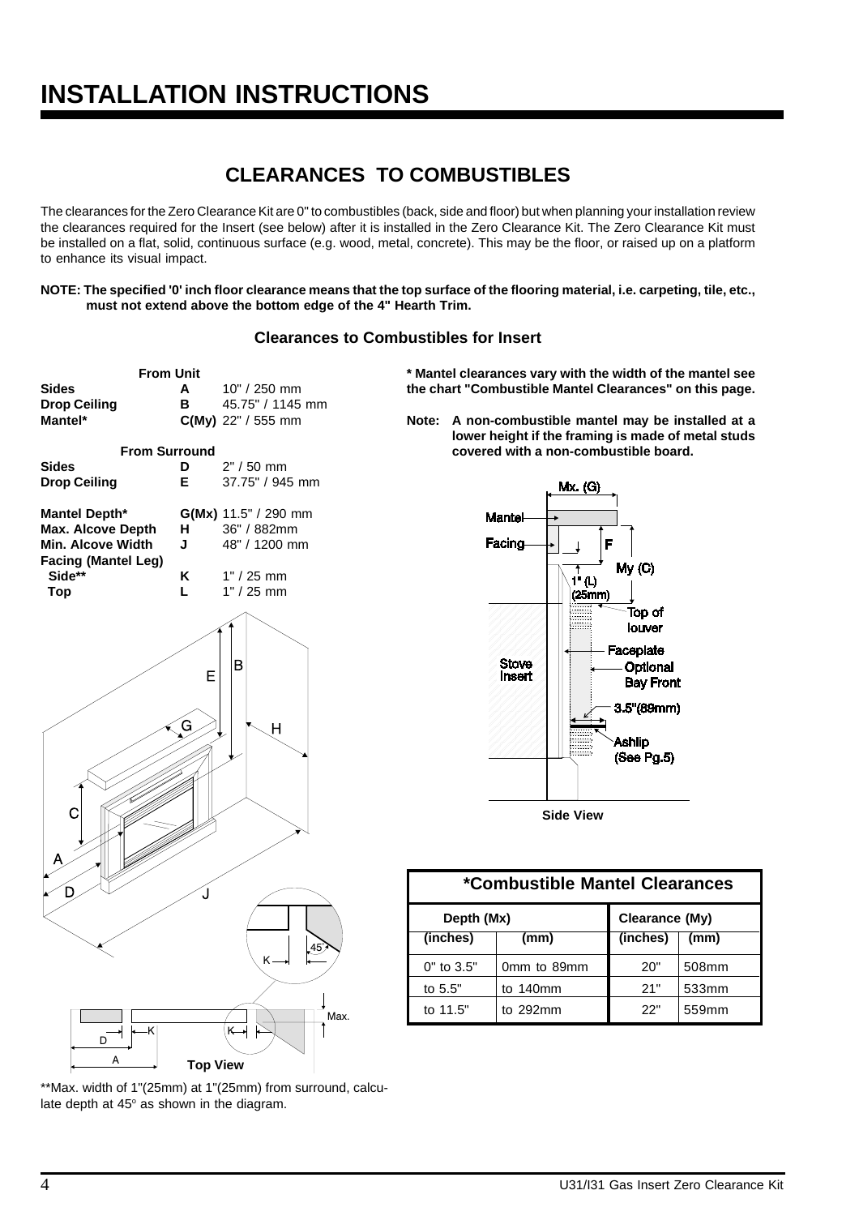# INSTALLATION INSTRUCTIONS

## CLEARANCES TO COMBUSTIBLES

The clearances for the Zero Clearance Kit are 0" to combustibles (back, side and floor) but when planning your installation review the clearances required for the Insert (see below) after it is installed in the Zero Clearance Kit. The Zero Clearance Kit must be installed on a flat, solid, continuous surface (e.g. wood, metal, concrete). This may be the floor, or raised up on a platform to enhance its visual impact.

**NOTE: The specified '0' inch floor clearance means that the top surface of the flooring material, i.e. carpeting, tile, etc., must not extend above the bottom edge of the 4" Hearth Trim.**

### Clearances to Combustibles for Insert

| From Unit | | |
|---|---|---|
| **Sides** | **A** | 10" / 250 mm |
| **Drop Ceiling** | **B** | 45.75" / 1145 mm |
| **Mantel*** | **C(My)** | 22" / 555 mm |
| **From Surround** | | |
| **Sides** | **D** | 2" / 50 mm |
| **Drop Ceiling** | **E** | 37.75" / 945 mm |
| **Mantel Depth*** | **G(Mx)** | 11.5" / 290 mm |
| **Max. Alcove Depth** | **H** | 36" / 882mm |
| **Min. Alcove Width** | **J** | 48" / 1200 mm |
| **Facing (Mantel Leg)** | | |
| **Side**** | **K** | 1" / 25 mm |
| **Top** | **L** | 1" / 25 mm |

**Top View**

**Max. width of 1"(25mm) at 1"(25mm) from surround, calculate depth at 45° as shown in the diagram.

**\* Mantel clearances vary with the width of the mantel see the chart "Combustible Mantel Clearances" on this page.**

**Note: A non-combustible mantel may be installed at a lower height if the framing is made of metal studs covered with a non-combustible board.**

**Side View**

| *Combustible Mantel Clearances | | | |
|---|---|---|---|
| **Depth (Mx)** | | **Clearance (My)** | |
| **(inches)** | **(mm)** | **(inches)** | **(mm)** |
| 0" to 3.5" | 0mm to 89mm | 20" | 508mm |
| to 5.5" | to 140mm | 21" | 533mm |
| to 11.5" | to 292mm | 22" | 559mm |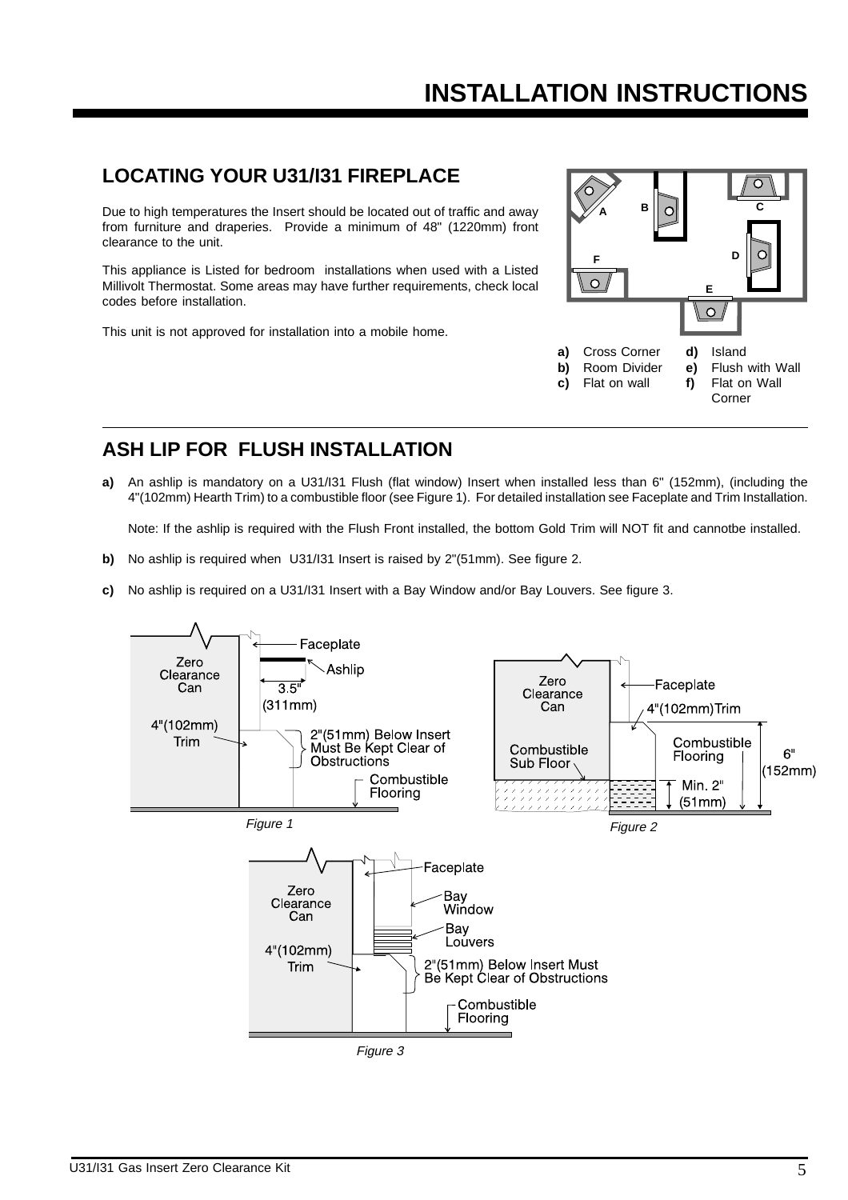# INSTALLATION INSTRUCTIONS

## LOCATING YOUR U31/I31 FIREPLACE

Due to high temperatures the Insert should be located out of traffic and away from furniture and draperies. Provide a minimum of 48" (1220mm) front clearance to the unit.

This appliance is Listed for bedroom installations when used with a Listed Millivolt Thermostat. Some areas may have further requirements, check local codes before installation.

This unit is not approved for installation into a mobile home.

**a)** Cross Corner
**b)** Room Divider
**c)** Flat on wall
**d)** Island
**e)** Flush with Wall
**f)** Flat on Wall Corner

## ASH LIP FOR FLUSH INSTALLATION

**a)** An ashlip is mandatory on a U31/I31 Flush (flat window) Insert when installed less than 6" (152mm), (including the 4"(102mm) Hearth Trim) to a combustible floor (see Figure 1). For detailed installation see Faceplate and Trim Installation.

Note: If the ashlip is required with the Flush Front installed, the bottom Gold Trim will NOT fit and cannotbe installed.

**b)** No ashlip is required when U31/I31 Insert is raised by 2"(51mm). See figure 2.

**c)** No ashlip is required on a U31/I31 Insert with a Bay Window and/or Bay Louvers. See figure 3.

*Figure 1*

*Figure 2*

*Figure 3*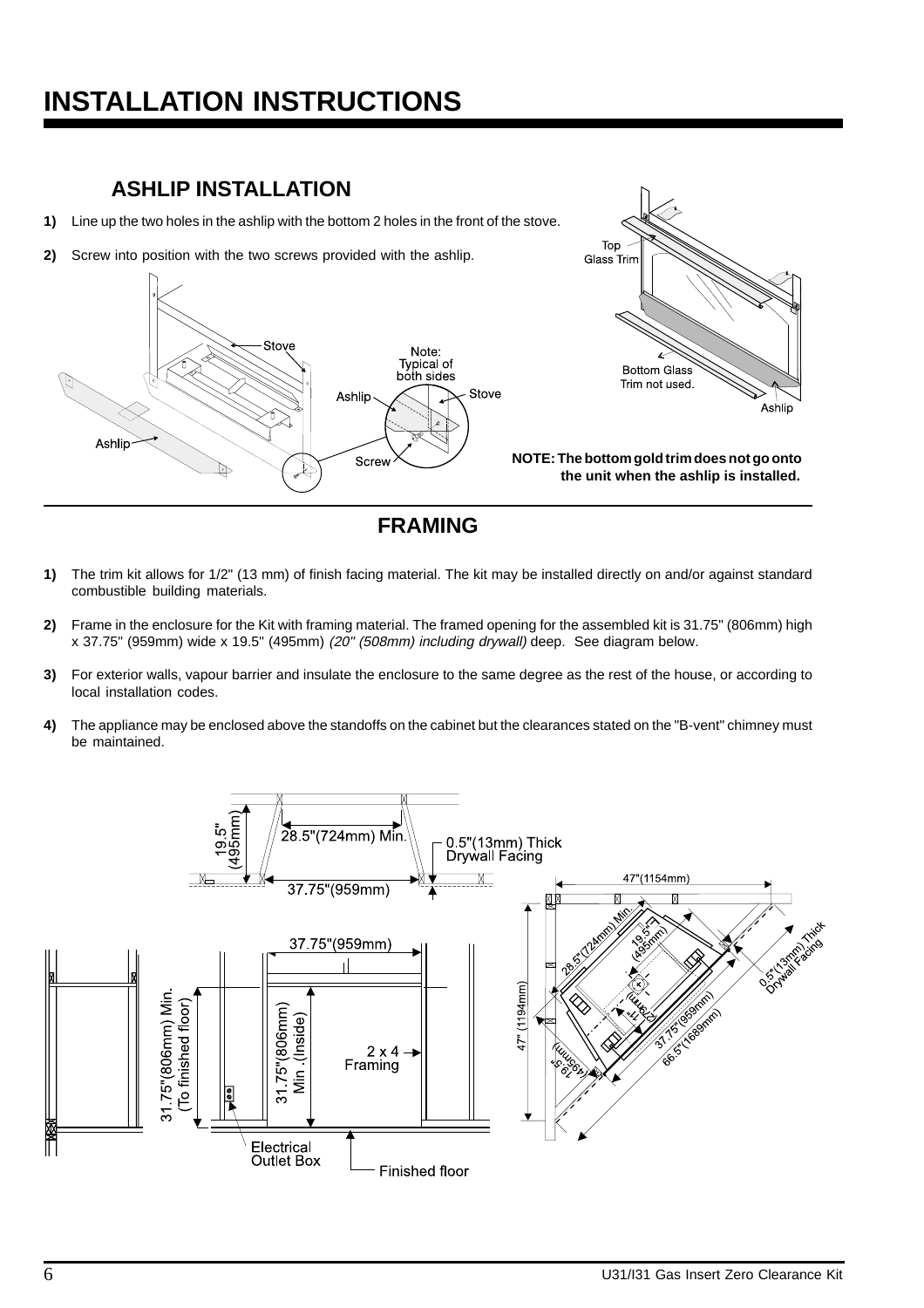# INSTALLATION INSTRUCTIONS

## ASHLIP INSTALLATION

1) Line up the two holes in the ashlip with the bottom 2 holes in the front of the stove.

2) Screw into position with the two screws provided with the ashlip.

**NOTE: The bottom gold trim does not go onto the unit when the ashlip is installed.**

## FRAMING

1) The trim kit allows for 1/2" (13 mm) of finish facing material. The kit may be installed directly on and/or against standard combustible building materials.

2) Frame in the enclosure for the Kit with framing material. The framed opening for the assembled kit is 31.75" (806mm) high x 37.75" (959mm) wide x 19.5" (495mm) *(20" (508mm) including drywall)* deep. See diagram below.

3) For exterior walls, vapour barrier and insulate the enclosure to the same degree as the rest of the house, or according to local installation codes.

4) The appliance may be enclosed above the standoffs on the cabinet but the clearances stated on the "B-vent" chimney must be maintained.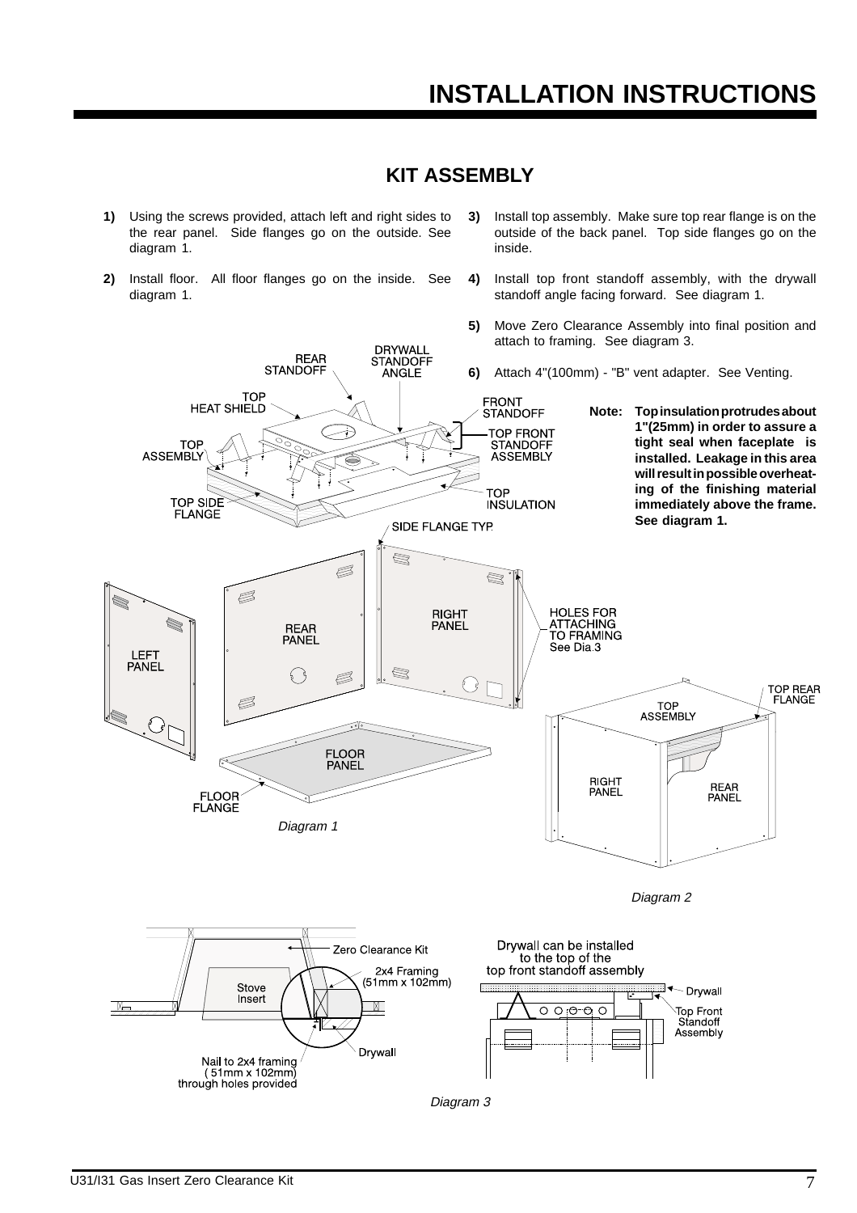# INSTALLATION INSTRUCTIONS

## KIT ASSEMBLY

**1)** Using the screws provided, attach left and right sides to the rear panel. Side flanges go on the outside. See diagram 1.

**2)** Install floor. All floor flanges go on the inside. See diagram 1.

**3)** Install top assembly. Make sure top rear flange is on the outside of the back panel. Top side flanges go on the inside.

**4)** Install top front standoff assembly, with the drywall standoff angle facing forward. See diagram 1.

**5)** Move Zero Clearance Assembly into final position and attach to framing. See diagram 3.

**6)** Attach 4"(100mm) - "B" vent adapter. See Venting.

**Note: Top insulation protrudes about 1"(25mm) in order to assure a tight seal when faceplate is installed. Leakage in this area will result in possible overheating of the finishing material immediately above the frame. See diagram 1.**

*Diagram 1*

*Diagram 2*

*Diagram 3*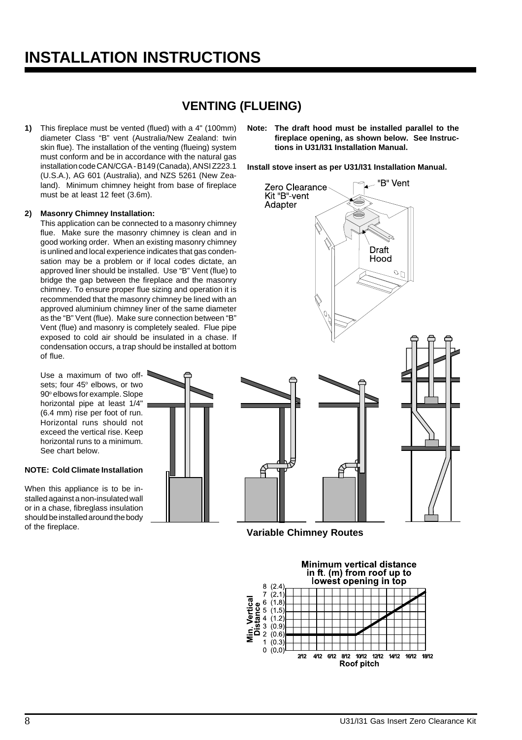# INSTALLATION INSTRUCTIONS

## VENTING (FLUEING)

**1)** This fireplace must be vented (flued) with a 4" (100mm) diameter Class "B" vent (Australia/New Zealand: twin skin flue). The installation of the venting (flueing) system must conform and be in accordance with the natural gas installation code CAN/CGA - B149 (Canada), ANSI Z223.1 (U.S.A.), AG 601 (Australia), and NZS 5261 (New Zealand). Minimum chimney height from base of fireplace must be at least 12 feet (3.6m).

**2) Masonry Chimney Installation:**

This application can be connected to a masonry chimney flue. Make sure the masonry chimney is clean and in good working order. When an existing masonry chimney is unlined and local experience indicates that gas condensation may be a problem or if local codes dictate, an approved liner should be installed. Use "B" Vent (flue) to bridge the gap between the fireplace and the masonry chimney. To ensure proper flue sizing and operation it is recommended that the masonry chimney be lined with an approved aluminium chimney liner of the same diameter as the "B" Vent (flue). Make sure connection between "B" Vent (flue) and masonry is completely sealed. Flue pipe exposed to cold air should be insulated in a chase. If condensation occurs, a trap should be installed at bottom of flue.

Use a maximum of two offsets; four 45° elbows, or two 90° elbows for example. Slope horizontal pipe at least 1/4" (6.4 mm) rise per foot of run. Horizontal runs should not exceed the vertical rise. Keep horizontal runs to a minimum. See chart below.

**NOTE: Cold Climate Installation**

When this appliance is to be installed against a non-insulated wall or in a chase, fibreglass insulation should be installed around the body of the fireplace.

**Note: The draft hood must be installed parallel to the fireplace opening, as shown below. See Instructions in U31/I31 Installation Manual.**

**Install stove insert as per U31/I31 Installation Manual.**

Zero Clearance Kit "B"-vent Adapter

"B" Vent

Draft Hood

**Variable Chimney Routes**

Minimum vertical distance in ft. (m) from roof up to lowest opening in top

Min. Vertical Distance: 0 (0.0), 1 (0.3), 2 (0.6), 3 (0.9), 4 (1.2), 5 (1.5), 6 (1.8), 7 (2.1), 8 (2.4)

Roof pitch: 2/12, 4/12, 6/12, 8/12, 10/12, 12/12, 14/12, 16/12, 18/12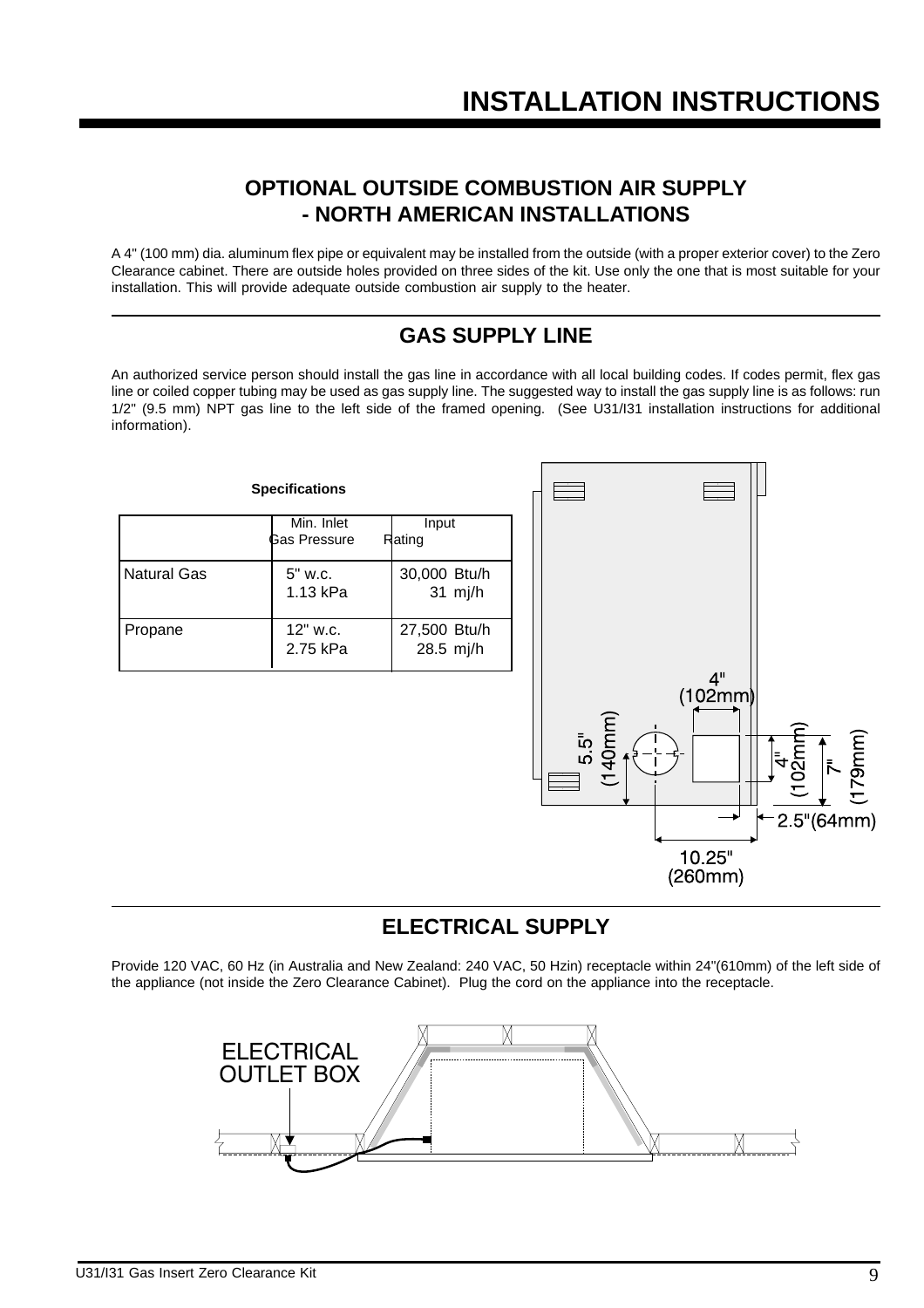# INSTALLATION INSTRUCTIONS

## OPTIONAL OUTSIDE COMBUSTION AIR SUPPLY - NORTH AMERICAN INSTALLATIONS

A 4" (100 mm) dia. aluminum flex pipe or equivalent may be installed from the outside (with a proper exterior cover) to the Zero Clearance cabinet. There are outside holes provided on three sides of the kit. Use only the one that is most suitable for your installation. This will provide adequate outside combustion air supply to the heater.

## GAS SUPPLY LINE

An authorized service person should install the gas line in accordance with all local building codes. If codes permit, flex gas line or coiled copper tubing may be used as gas supply line. The suggested way to install the gas supply line is as follows: run 1/2" (9.5 mm) NPT gas line to the left side of the framed opening. (See U31/I31 installation instructions for additional information).

**Specifications**

| | Min. Inlet Gas Pressure | Input Rating |
|---|---|---|
| Natural Gas | 5" w.c.<br>1.13 kPa | 30,000 Btu/h<br>31 mj/h |
| Propane | 12" w.c.<br>2.75 kPa | 27,500 Btu/h<br>28.5 mj/h |

4" (102mm)

5.5" (140mm)

4" (102mm)

7" (179mm)

2.5"(64mm)

10.25" (260mm)

## ELECTRICAL SUPPLY

Provide 120 VAC, 60 Hz (in Australia and New Zealand: 240 VAC, 50 Hzin) receptacle within 24"(610mm) of the left side of the appliance (not inside the Zero Clearance Cabinet). Plug the cord on the appliance into the receptacle.

ELECTRICAL OUTLET BOX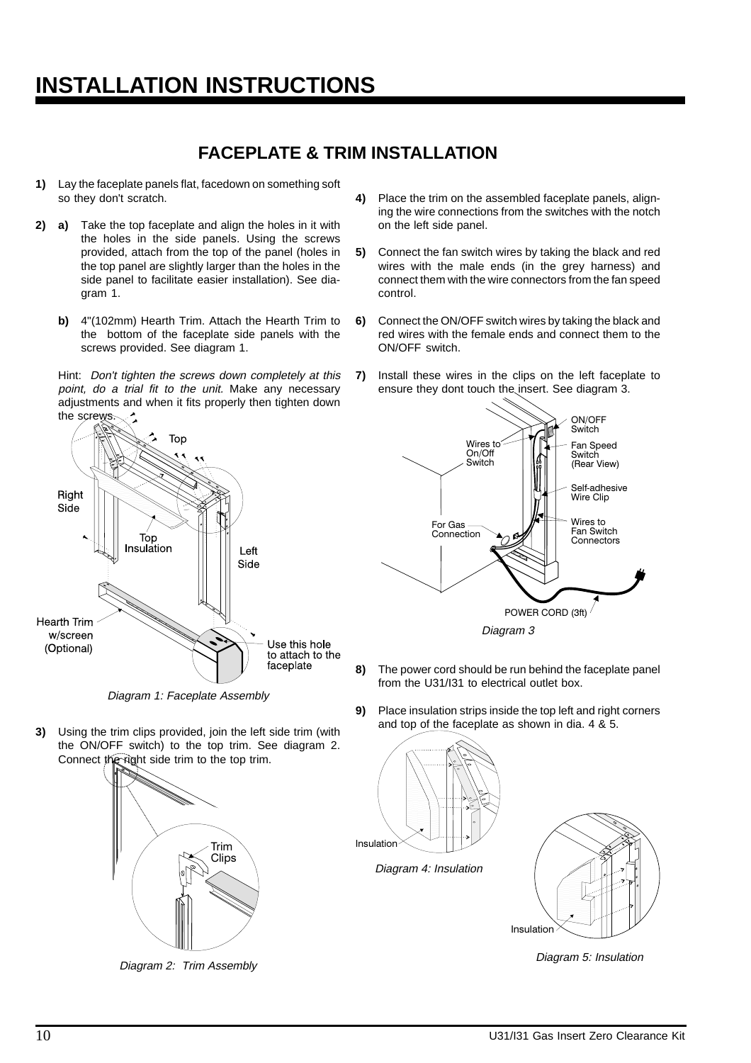# INSTALLATION INSTRUCTIONS

## FACEPLATE & TRIM INSTALLATION

**1)** Lay the faceplate panels flat, facedown on something soft so they don't scratch.

**2)** **a)** Take the top faceplate and align the holes in it with the holes in the side panels. Using the screws provided, attach from the top of the panel (holes in the top panel are slightly larger than the holes in the side panel to facilitate easier installation). See diagram 1.

**b)** 4"(102mm) Hearth Trim. Attach the Hearth Trim to the bottom of the faceplate side panels with the screws provided. See diagram 1.

Hint: *Don't tighten the screws down completely at this point, do a trial fit to the unit.* Make any necessary adjustments and when it fits properly then tighten down the screws.

Top
Right Side
Top Insulation
Left Side
Hearth Trim w/screen (Optional)
Use this hole to attach to the faceplate

*Diagram 1: Faceplate Assembly*

**3)** Using the trim clips provided, join the left side trim (with the ON/OFF switch) to the top trim. See diagram 2. Connect the right side trim to the top trim.

Trim Clips

*Diagram 2: Trim Assembly*

**4)** Place the trim on the assembled faceplate panels, aligning the wire connections from the switches with the notch on the left side panel.

**5)** Connect the fan switch wires by taking the black and red wires with the male ends (in the grey harness) and connect them with the wire connectors from the fan speed control.

**6)** Connect the ON/OFF switch wires by taking the black and red wires with the female ends and connect them to the ON/OFF switch.

**7)** Install these wires in the clips on the left faceplate to ensure they dont touch the insert. See diagram 3.

ON/OFF Switch
Wires to On/Off Switch
Fan Speed Switch (Rear View)
Self-adhesive Wire Clip
For Gas Connection
Wires to Fan Switch Connectors
POWER CORD (3ft)

*Diagram 3*

**8)** The power cord should be run behind the faceplate panel from the U31/I31 to electrical outlet box.

**9)** Place insulation strips inside the top left and right corners and top of the faceplate as shown in dia. 4 & 5.

Insulation

*Diagram 4: Insulation*

Insulation

*Diagram 5: Insulation*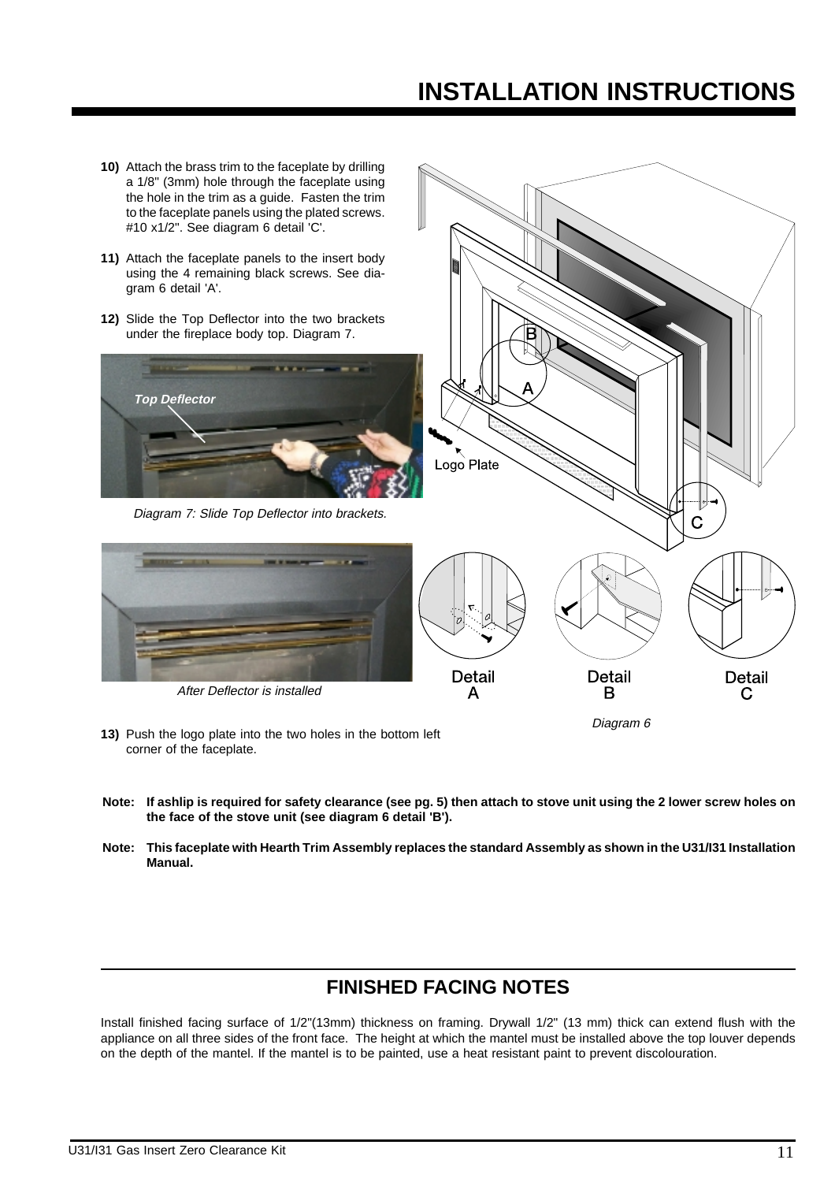# INSTALLATION INSTRUCTIONS

10) Attach the brass trim to the faceplate by drilling a 1/8" (3mm) hole through the faceplate using the hole in the trim as a guide. Fasten the trim to the faceplate panels using the plated screws. #10 x1/2". See diagram 6 detail 'C'.

11) Attach the faceplate panels to the insert body using the 4 remaining black screws. See diagram 6 detail 'A'.

12) Slide the Top Deflector into the two brackets under the fireplace body top. Diagram 7.

*Top Deflector*

*Diagram 7: Slide Top Deflector into brackets.*

*After Deflector is installed*

B

A

Logo Plate

C

Detail A

Detail B

Detail C

*Diagram 6*

13) Push the logo plate into the two holes in the bottom left corner of the faceplate.

**Note: If ashlip is required for safety clearance (see pg. 5) then attach to stove unit using the 2 lower screw holes on the face of the stove unit (see diagram 6 detail 'B').**

**Note: This faceplate with Hearth Trim Assembly replaces the standard Assembly as shown in the U31/I31 Installation Manual.**

## FINISHED FACING NOTES

Install finished facing surface of 1/2"(13mm) thickness on framing. Drywall 1/2" (13 mm) thick can extend flush with the appliance on all three sides of the front face. The height at which the mantel must be installed above the top louver depends on the depth of the mantel. If the mantel is to be painted, use a heat resistant paint to prevent discolouration.